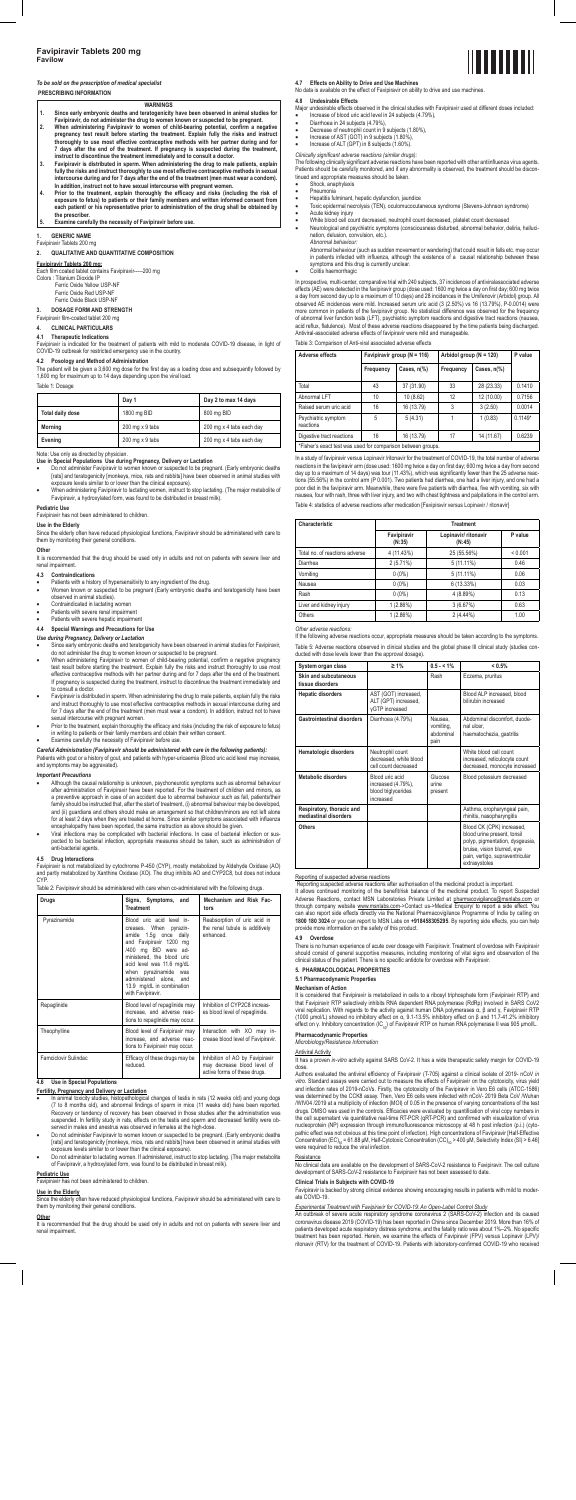# Favipiravir Tablets 200 mg

**Favilow**

*To be sold on the prescription of medical specialist*

**PRESCRIBING INFORMATION**

**WARNINGS**

1. **Since early embryonic deaths and teratogenicity have been observed in animal studies for Favipiravir, do not administer the drug to women known or suspected to be pregnant.**
2. **When administrating Favipiravir to women of child-bearing potential, confirm a negative pregnancy test result before starting the treatment. Explain fully the risks and instruct thoroughly to use most effective contraceptive methods with her partner during and for 7 days after the end of the treatment. If pregnancy is suspected during the treatment, instruct to discontinue the treatment immediately and to consult a doctor.**
3. **Favipiravir is distributed in sperm. When administering the drug to male patients, explain fully the risks and instruct thoroughly to use most effective contraceptive methods in sexual intercourse during and for 7 days after the end of the treatment (men must wear a condom). In addition, instruct not to have sexual intercourse with pregnant women.**
4. **Prior to the treatment, explain thoroughly the efficacy and risks (including the risk of exposure to fetus) to patients or their family members and written informed consent from each patient or his representative prior to administration of the drug shall be obtained by the prescriber.**
5. **Examine carefully the necessity of Favipiravir before use.**

## 1. GENERIC NAME

Favipiravir Tablets 200 mg

## 2. QUALITATIVE AND QUANTITATIVE COMPOSITION

**Favipiravir Tablets 200 mg:**

Each film coated tablet contains Favipiravir——200 mg

Colors : Titanium Dioxide IP
Ferric Oxide Yellow USP-NF
Ferric Oxide Red USP-NF
Ferric Oxide Black USP-NF

## 3. DOSAGE FORM AND STRENGTH

Favipiravir film-coated tablet 200 mg

## 4. CLINICAL PARTICULARS

### 4.1 Therapeutic Indications

Favipiravir is indicated for the treatment of patients with mild to moderate COVID-19 disease, in light of COVID-19 outbreak for restricted emergency use in the country.

### 4.2 Posology and Method of Administration

The patient will be given a 3,600 mg dose for the first day as a loading dose and subsequently followed by 1,600 mg for maximum up to 14 days depending upon the viral load.

Table 1: Dosage

| | Day 1 | Day 2 to max 14 days |
|---|---|---|
| Total daily dose | 1800 mg BID | 800 mg BID |
| Morning | 200 mg x 9 tabs | 200 mg x 4 tabs each day |
| Evening | 200 mg x 9 tabs | 200 mg x 4 tabs each day |

Note: Use only as directed by physician.

**Use in Special Populations: Use during Pregnancy, Delivery or Lactation**

- Do not administer Favipiravir to women known or suspected to be pregnant. (Early embryonic deaths (rats) and teratogenicity (monkeys, mice, rats and rabbits) have been observed in animal studies with exposure levels similar to or lower than the clinical exposure).
- When administering Favipiravir to lactating women, instruct to stop lactating. (The major metabolite of Favipiravir, a hydroxylated form, was found to be distributed in breast milk).

**Pediatric Use**

Favipiravir has not been administered to children.

**Use in the Elderly**

Since the elderly often have reduced physiological functions, Favipiravir should be administered with care to them by monitoring their general conditions.

**Other**

It is recommended that the drug should be used only in adults and not on patients with severe liver and renal impairment.

### 4.3 Contraindications

- Patients with a history of hypersensitivity to any ingredient of the drug.
- Women known or suspected to be pregnant (Early embryonic deaths and teratogenicity have been observed in animal studies).
- Contraindicated in lactating women
- Patients with severe renal impairment
- Patients with severe hepatic impairment

### 4.4 Special Warnings and Precautions for Use

*Use during Pregnancy, Delivery or Lactation*

- Since early embryonic deaths and teratogenicity have been observed in animal studies for Favipiravir, do not administer the drug to women known or suspected to be pregnant.
- When administering Favipiravir to women of child-bearing potential, confirm a negative pregnancy test result before starting the treatment. Explain fully the risks and instruct thoroughly to use most effective contraceptive methods with her partner during and for 7 days after the end of the treatment. If pregnancy is suspected during the treatment, instruct to discontinue the treatment immediately and to consult a doctor.
- Favipiravir is distributed in sperm. When administering the drug to male patients, explain fully the risks and instruct thoroughly to use most effective contraceptive methods in sexual intercourse during and for 7 days after the end of the treatment (men must wear a condom). In addition, instruct not to have sexual intercourse with pregnant women.
- Prior to the treatment, explain thoroughly the efficacy and risks (including the risk of exposure to fetus) in writing to patients or their family members and obtain their written consent.
- Examine carefully the necessity of Favipiravir before use.

*Careful Administration (Favipiravir should be administered with care in the following patients):*

Patients with gout or a history of gout, and patients with hyper-uricaemia (Blood uric acid level may increase, and symptoms may be aggravated).

*Important Precautions*

- Although the causal relationship is unknown, psychoneurotic symptoms such as abnormal behaviour after administration of Favipiravir have been reported. For the treatment of children and minors, as a preventive approach in case of an accident due to abnormal behaviour such as fall, patients/their family should be instructed that, after the start of treatment, (i) abnormal behaviour may be developed, and (ii) guardians and others should make an arrangement so that children/minors are not left alone for at least 2 days when they are treated at home. Since similar symptoms associated with influenza encephalopathy have been reported, the same instruction as above should be given.
- Viral infections may be complicated with bacterial infections. In case of bacterial infection or suspected to be bacterial infection, appropriate measures should be taken, such as administration of anti-bacterial agents.

### 4.5 Drug Interactions

Favipiravir is not metabolized by cytochrome P-450 (CYP), mostly metabolized by Aldehyde Oxidase (AO) and partly metabolized by Xanthine Oxidase (XO). The drug inhibits AO and CYP2C8, but does not induce CYP.

Table 2: Favipiravir should be administered with care when co-administered with the following drugs.

| Drugs | Signs, Symptoms, and Treatment | Mechanism and Risk Factors |
|---|---|---|
| Pyrazinamide | Blood uric acid level increases. When pyrazinamide 1.5g once daily and Favipiravir 1200 mg /400 mg BID were administered, the blood uric acid level was 11.6 mg/dL when pyrazinamide was administered alone, and 13.9 mg/dL in combination with Favipiravir. | Reabsorption of uric acid in the renal tubule is additively enhanced. |
| Repaglinide | Blood level of repaglinide may increase, and adverse reactions to repaglinide may occur. | Inhibition of CYP2C8 increases blood level of repaglinide. |
| Theophylline | Blood level of Favipiravir may increase, and adverse reactions to Favipiravir may occur. | Interaction with XO may increase blood level of Favipiravir. |
| Famciclovir Sulindac | Efficacy of these drugs may be reduced. | Inhibition of AO by Favipiravir may decrease blood level of active forms of these drugs. |

### 4.6 Use in Special Populations

**Fertility, Pregnancy and Delivery or Lactation**

- In animal toxicity studies, histopathological changes of testis in rats (12 weeks old) and young dogs (7 to 8 months old), and abnormal findings of sperm in mice (11 weeks old) have been reported. Recovery or tendency of recovery has been observed in those studies after the administration was suspended. In fertility study in rats, effects on the testis and sperm and decreased fertility were observed in males and anestrus was observed in females at the high-dose.
- Do not administer Favipiravir to women known or suspected to be pregnant. (Early embryonic deaths (rats) and teratogenicity (monkeys, mice, rats and rabbits) have been observed in animal studies with exposure levels similar to or lower than the clinical exposure).
- Do not administer to lactating women. If administered, instruct to stop lactating. (The major metabolite of Favipiravir, a hydroxylated form, was found to be distributed in breast milk).

**Pediatric Use**

Favipiravir has not been administered to children.

**Use in the Elderly**

Since the elderly often have reduced physiological functions, Favipiravir should be administered with care to them by monitoring their general conditions.

**Other**

It is recommended that the drug should be used only in adults and not on patients with severe liver and renal impairment.

### 4.7 Effects on Ability to Drive and Use Machines

No data is available on the effect of Favipiravir on ability to drive and use machines.

### 4.8 Undesirable Effects

Major undesirable effects observed in the clinical studies with Favipiravir used at different doses included:

- Increase of blood uric acid level in 24 subjects (4.79%),
- Diarrhoea in 24 subjects (4.79%),
- Decrease of neutrophil count in 9 subjects (1.80%),
- Increase of AST (GOT) in 9 subjects (1.80%),
- Increase of ALT (GPT) in 8 subjects (1.60%).

*Clinically significant adverse reactions (similar drugs):*

The following clinically significant adverse reactions have been reported with other antiinfluenza virus agents. Patients should be carefully monitored, and if any abnormality is observed, the treatment should be discontinued and appropriate measures should be taken.

- Shock, anaphylaxis
- Pneumonia
- Hepatitis fulminant, hepatic dysfunction, jaundice
- Toxic epidermal necrolysis (TEN), oculomucocutaneous syndrome (Stevens-Johnson syndrome)
- Acute kidney injury
- White blood cell count decreased, neutrophil count decreased, platelet count decreased
- Neurological and psychiatric symptoms (consciousness disturbed, abnormal behavior, delirium, hallucination, delusion, convulsion, etc.).

  *Abnormal behaviour:*

  Abnormal behaviour (such as sudden movement or wandering) that could result in falls etc. may occur in patients infected with influenza, although the existence of a causal relationship between these symptoms and this drug is currently unclear.
- Colitis haemorrhagic

In prospective, multi-center, comparative trial with 240 subjects, 37 incidences of antiviral-associated adverse effects (AE) were detected in the favipiravir group (dose used: 1600 mg twice a day on first day; 600 mg twice a day from second day up to a maximum of 10 days) and 28 incidences in the Umifenovir (Arbidol) group. All observed AE incidences were mild. Increased serum uric acid (3 (2.50%) vs 16 (13.79%), P 0.0014) were more common in patients of the favipiravir group. No statistical difference was observed for the frequency of abnormal liver function tests (LFT), psychiatric symptom reactions and digestive tract reactions (nausea, acid reflux, flatulence). Most of these adverse reactions disappeared by the time patients being discharged. Antiviral-associated adverse effects of favipiravir were mild and manageable.

Table 3: Comparison of Anti-viral associated adverse effects

| Adverse effects | Favipiravir group (N = 116) | | Arbidol group (N = 120) | | P value |
|---|---|---|---|---|---|
| | Frequency | Cases, n(%) | Frequency | Cases, n(%) | |
| Total | 43 | 37 (31.90) | 33 | 28 (23.33) | 0.1410 |
| Abnormal LFT | 10 | 10 (8.62) | 12 | 12 (10.00) | 0.7156 |
| Raised serum uric acid | 16 | 16 (13.79) | 3 | 3 (2.50) | 0.0014 |
| Psychiatric symptom reactions | 5 | 5 (4.31) | 1 | 1 (0.83) | 0.1149* |
| Digestive tract reactions | 16 | 16 (13.79) | 17 | 14 (11.67) | 0.6239 |

*Fisher's exact test was used for comparison between groups.

In a study of favipiravir versus Lopinavir/ ritonavir for the treatment of COVID-19, the total number of adverse reactions in the favipiravir arm (dose used: 1600 mg twice a day on first day; 600 mg twice a day from second day up to a maximum of 14 days) was four (11.43%), which was significantly fewer than the 25 adverse reactions (55.56%) in the control arm (P 0.001). Two patients had diarrhea, one had a liver injury, and one had a poor diet in the favipiravir arm. Meanwhile, there were five patients with diarrhea, five with vomiting, six with nausea, four with rash, three with liver injury, and two with chest tightness and palpitations in the control arm.

Table 4: statistics of adverse reactions after medication [Favipiravir versus Lopinavir / ritonavir]

| Characteristic | Treatment | | |
|---|---|---|---|
| | Favipiravir (N-35) | Lopinavir/ ritonavir (N-45) | P value |
| Total no. of reactions adverse | 4 (11.43%) | 25 (55.56%) | < 0.001 |
| Diarrhea | 2 (5.71%) | 5 (11.11%) | 0.46 |
| Vomiting | 0 (0%) | 5 (11.11%) | 0.06 |
| Nausea | 0 (0%) | 6 (13.33%) | 0.03 |
| Rash | 0 (0%) | 4 (8.89%) | 0.13 |
| Liver and kidney injury | 1 (2.86%) | 3 (6.67%) | 0.63 |
| Others | 1 (2.86%) | 2 (4.44%) | 1.00 |

*Other adverse reactions:*

If the following adverse reactions occur, appropriate measures should be taken according to the symptoms.

Table 5: Adverse reactions observed in clinical studies and the global phase III clinical study (studies conducted with dose levels lower than the approved dosage).

| System organ class | ≥ 1% | 0.5 - < 1% | < 0.5% |
|---|---|---|---|
| Skin and subcutaneous tissue disorders | | Rash | Eczema, pruritus |
| Hepatic disorders | AST (GOT) increased, ALT (GPT) increased, γGTP increased | | Blood ALP increased, blood bilirubin increased |
| Gastrointestinal disorders | Diarrhoea (4.79%) | Nausea, vomiting, abdominal pain | Abdominal discomfort, duodenal ulcer, haematochezia, gastritis |
| Hematologic disorders | Neutrophil count decreased, white blood cell count decreased | | White blood cell count increased, reticulocyte count decreased, monocyte increased |
| Metabolic disorders | Blood uric acid increased (4.79%), blood triglycerides increased | Glucose urine present | Blood potassium decreased |
| Respiratory, thoracic and mediastinal disorders | | | Asthma, oropharyngeal pain, rhinitis, nasopharyngitis |
| Others | | | Blood CK (CPK) increased, blood urine present, tonsil polyp, pigmentation, dysgeusia, bruise, vision blurred, eye pain, vertigo, supraventricular extrasystoles |

Reporting of suspected adverse reactions

Reporting suspected adverse reactions after authorisation of the medicinal product is important. It allows continued monitoring of the benefit/risk balance of the medicinal product. To report Suspected Adverse Reactions, contact MSN Laboratories Private Limited at pharmacovigilance@msnlabs.com or through company website www.msnlabs.com→Contact us→Medical Enquiry/ to report a side effect. You can also report side effects directly via the National Pharmacovigilance Programme of India by calling on **1800 180 3024** or you can report to MSN Labs on **+919485305295**. By reporting side effects, you can help provide more information on the safety of this product.

### 4.9 Overdose

There is no human experience of acute over dosage with Favipiravir. Treatment of overdose with Favipiravir should consist of general supportive measures, including monitoring of vital signs and observation of the clinical status of the patient. There is no specific antidote for overdose with Favipiravir.

## 5. PHARMACOLOGICAL PROPERTIES

### 5.1 Pharmacodynamic Properties

**Mechanism of Action**

It is considered that Favipiravir is metabolised in cells to a ribosyl triphosphate form (Favipiravir RTP) and that Favipiravir RTP selectively inhibits RNA dependent RNA polymerase (RdRp) involved in SARS CoV2 viral replication. With regards to the activity against human DNA polymerases α, β and γ, Favipiravir RTP (1000 µmol/L) showed no inhibitory effect on α, 9.1-13.5% inhibitory effect on β and 11.7-41.2% inhibitory effect on γ. Inhibitory concentration ($IC_{50}$) of Favipiravir RTP on human RNA polymerase II was 905 µmol/L.

**Pharmacodynamic Properties**

*Microbiology/Resistance Information*

Antiviral Activity

It has a proven *in-vitro* activity against SARS CoV-2. It has a wide therapeutic safety margin for COVID-19 dose.

Authors evaluated the antiviral efficiency of Favipiravir (T-705) against a clinical isolate of 2019- nCoV *in vitro*. Standard assays were carried out to measure the effects of Favipiravir on the cytotoxicity, virus yield and infection rates of 2019-nCoVs. Firstly, the cytotoxicity of the Favipiravir in Vero E6 cells (ATCC-1586) was determined by the CCK8 assay. Then, Vero E6 cells were infected with nCoV- 2019 Beta CoV /Wuhan /WIV04/2019 at a multiplicity of infection (MOI) of 0.05 in the presence of varying concentrations of the test drugs. DMSO was used in the controls. Efficacies were evaluated by quantification of viral copy numbers in the cell supernatant via quantitative real-time RT-PCR (qRT-PCR) and confirmed with visualization of virus nucleoprotein (NP) expression through immunofluorescence microscopy at 48 h post infection (p.i.) (cytopathic effect was not obvious at this time point of infection). High concentrations of Favipiravir (Half-Effective Concentration ($EC_{50}$) = 61.88 µM, Half-Cytotoxic Concentration ($CC_{50}$) > 400 µM, Selectivity Index (SI) > 6.46) were required to reduce the viral infection.

Resistance

No clinical data are available on the development of SARS-CoV-2 resistance to Favipiravir. The cell culture development of SARS-CoV-2 resistance to Favipiravir has not been assessed to date.

**Clinical Trials in Subjects with COVID-19**

Favipiravir is backed by strong clinical evidence showing encouraging results in patients with mild to moderate COVID-19.

*Experimental Treatment with Favipiravir for COVID-19: An Open-label Control Study*

An outbreak of severe acute respiratory syndrome coronavirus 2 (SARS-CoV-2) infection and its caused coronavirus disease 2019 (COVID-19) has been reported in China since December 2019. More than 16% of patients developed acute respiratory distress syndrome, and the fatality ratio was about 1%–2%. No specific treatment has been reported. Herein, we examine the effects of Favipiravir (FPV) versus Lopinavir (LPV)/ ritonavir (RTV) for the treatment of COVID-19. Patients with laboratory-confirmed COVID-19 who received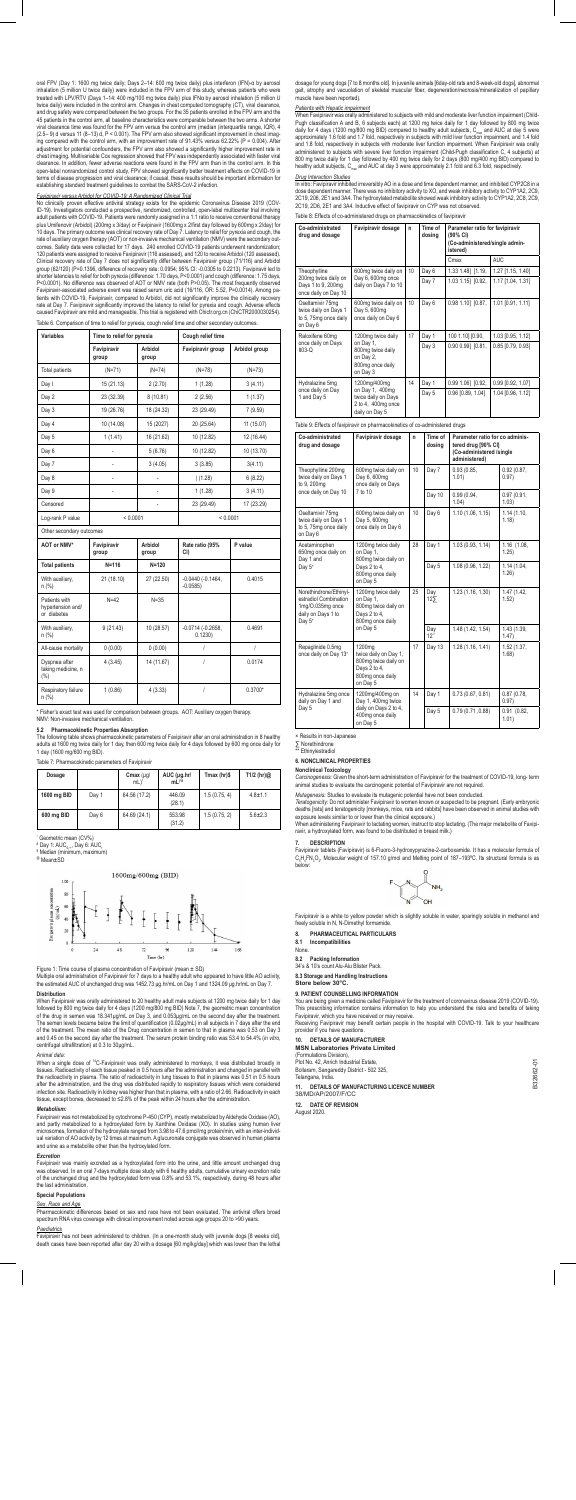oral FPV (Day 1: 1600 mg twice daily; Days 2~14: 600 mg twice daily) plus interferon (IFN)-α by aerosol inhalation (5 million U twice daily) were included in the FPV arm of this study, whereas patients who were treated with LPV/RTV (Days 1~14: 400 mg/100 mg twice daily) plus IFN-α by aerosol inhalation (5 million U twice daily) were included in the control arm. Changes in chest computed tomography (CT), viral clearance, and drug safety were compared between the two groups. For the 35 patients enrolled in the FPV arm and the 45 patients in the control arm, all baseline characteristics were comparable between the two arms. A shorter viral clearance time was found for the FPV arm versus the control arm (median (interquartile range, IQR), 4 (2.5– 9) d versus 11 (8–13) d, P < 0.001). The FPV arm also showed significant improvement in chest imaging compared with the control arm, with an improvement rate of 91.43% versus 62.22% (P = 0.004). After adjustment for potential confounders, the FPV arm also showed a significantly higher improvement rate in chest imaging. Multivariable Cox regression showed that FPV was independently associated with faster viral clearance. In addition, fewer adverse reactions were found in the FPV arm than in the control arm. In this open-label nonrandomized control study, FPV showed significantly better treatment effects on COVID-19 in terms of disease progression and viral clearance; if causal, these results should be important information for establishing standard treatment guidelines to combat the SARS-CoV-2 infection.

*Favipiravir versus Arbidol for COVID-19: A Randomized Clinical Trial*

No clinically proven effective antiviral strategy exists for the epidemic Coronavirus Disease 2019 (COVID-19). Investigators conducted a prospective, randomized, controlled, open-label multicenter trial involving adult patients with COVID-19. Patients were randomly assigned in a 1:1 ratio to receive conventional therapy plus Umifenovir (Arbidol) (200mg x 3/day) or Favipiravir (1600mg x 2/first day followed by 600mg x 2/day) for 10 days. The primary outcome was clinical recovery rate of Day 7. Latency to relief for pyrexia and cough, the rate of auxiliary oxygen therapy (AOT) or non-invasive mechanical ventilation (NMV) were the secondary outcomes. Safety data were collected for 17 days. 240 enrolled COVID-19 patients underwent randomization; 120 patients were assigned to receive Favipiravir (116 assessed), and 120 to receive Arbidol (120 assessed). Clinical recovery rate of Day 7 does not significantly differ between Favipiravir group (71/116) and Arbidol group (62/120) (P=0.1396, difference of recovery rate: 0.0954; 95% CI: -0.0305 to 0.2213). Favipiravir led to shorter latencies to relief for both pyrexia (difference: 1.70 days, P<0.0001) and cough (difference: 1.75 days, P<0.0001). No difference was observed of AOT or NMV rate (both P>0.05). The most frequently observed Favipiravir-associated adverse event was raised serum uric acid (16/116, OR: 5.52, P=0.0014). Among patients with COVID-19, Favipiravir, compared to Arbidol, did not significantly improve the clinically recovery rate at Day 7. Favipiravir significantly improved the latency to relief for pyrexia and cough. Adverse effects caused Favipiravir are mild and manageable. This trial is registered with Chictr.org.cn (ChiCTR2000030254).

Table 6: Comparison of time to relief for pyrexia, cough relief time and other secondary outcomes.

| Variables | Time to relief for pyrexia | | Cough relief time | |
|---|---|---|---|---|
| | Favipiravir group | Arbidol group | Favipiravir group | Arbidol group |
| Total patients | (N=71) | (N=74) | (N=78) | (N=73) |
| Day 1 | 15 (21.13) | 2 (2.70) | 1 (1.28) | 3 (4.11) |
| Day 2 | 23 (32.39) | 8 (10.81) | 2 (2.56) | 1 (1.37) |
| Day 3 | 19 (26.76) | 18 (24.32) | 23 (29.49) | 7 (9.59) |
| Day 4 | 10 (14.08) | 15 (2027) | 20 (25.64) | 11 (15.07) |
| Day 5 | 1 (1.41) | 16 (21.62) | 10 (12.82) | 12 (16.44) |
| Day 6 | - | 5 (6.76) | 10 (12.82) | 10 (13.70) |
| Day 7 | - | 3 (4.05) | 3 (3.85) | 3(4.11) |
| Day 8 | - | - | 1 (1.28) | 6 (8.22) |
| Day 9 | - | - | 1 (1.28) | 3 (4.11) |
| Censored | - | - | 23 (29.49) | 17 (23.29) |
| Log-rank P value | < 0.0001 | | < 0.0001 | |

Other secondary outcomes

| AOT or NMV* | Favipiravir group | Arbidol group | Rate ratio (95% CI) | P value |
|---|---|---|---|---|
| Total patients | N=116 | N=120 | | |
| With auxiliary, n (%) | 21 (18.10) | 27 (22.50) | -0.0440 (-0.1464, -0.0585) | 0.4015 |
| Patients with hypertension and/ or diabetes | N=42 | N=35 | | |
| With auxiliary, n (%) | 9 (21.43) | 10 (28.57) | -0.0714 (-0.2658, 0.1230) | 0.4691 |
| All-cause mortality | 0 (0.00) | 0 (0.00) | / | / |
| Dyspnea after taking medicine, n (%) | 4 (3.45) | 14 (11.67) | / | 0.0174 |
| Respiratory failure n (%) | 1 (0.86) | 4 (3.33) | / | 0.3700* |

\* Fisher's exact test was used for comparison between groups. AOT: Auxiliary oxygen therapy. NMV: Non-invasive mechanical ventilation.

### 5.2 Pharmacokinetic Properties Absorption

The following table shows pharmacokinetic parameters of Favipiravir after an oral administration in 8 healthy adults at 1600 mg twice daily for 1 day, then 600 mg twice daily for 4 days followed by 600 mg once daily for 1 day (1600 mg/600 mg BID).

Table 7: Pharmacokinetic parameters of Favipiravir

| Dosage | | Cmax (µg/mL)[1] | AUC (µg.hr/mL)[1,2] | Tmax (hr)§ | T1/2 (hr)@ |
|---|---|---|---|---|---|
| 1600 mg BID | Day 1 | 64.56 (17.2) | 446.09 (28.1) | 1.5 (0.75, 4) | 4.8±1.1 |
| 600 mg BID | Day 6 | 64.69 (24.1) | 553.98 (31.2) | 1.5 (0.75, 2) | 5.6±2.3 |

[1] Geometric mean (CV%)
[2] Day 1: $AUC_{0-12}$, Day 6: $AUC_{\tau}$
§ Median (minimum, maximum)
@ Mean±SD

1600mg/600mg (BID)
Favipiravir plasma concentration (µg/mL)
Time (hr)

Figure 1: Time course of plasma concentration of Favipiravir (mean ± SD)

Multiple oral administration of Favipiravir for 7 days to a healthy adult who appeared to have little AO activity, the estimated AUC of unchanged drug was 1452.73 µg.hr/mL on Day 1 and 1324.09 µg.hr/mL on Day 7.

**Distribution**

When Favipiravir was orally administered to 20 healthy adult male subjects at 1200 mg twice daily for 1 day followed by 800 mg twice daily for 4 days (1200 mg/800 mg BID) Note 7, the geometric mean concentration of the drug in semen was 18.341µg/mL on Day 3, and 0.053µg/mL on the second day after the treatment. The semen levels became below the limit of quantification (0.02µg/mL) in all subjects in 7 days after the end of the treatment. The mean ratio of the Drug concentration in semen to that in plasma was 0.53 on Day 3 and 0.45 on the second day after the treatment. The serum protein binding ratio was 53.4 to 54.4% (*in vitro*, centrifugal ultrafiltration) at 0.3 to 30µg/mL.

*Animal data:*

When a single dose of $^{14}C$-Favipiravir was orally administered to monkeys, it was distributed broadly in tissues. Radioactivity of each tissue peaked in 0.5 hours after the administration and changed in parallel with the radioactivity in plasma. The ratio of radioactivity in lung tissues to that in plasma was 0.51 in 0.5 hours after the administration, and the drug was distributed rapidly to respiratory tissues which were considered infection site. Radioactivity in kidney was higher than that in plasma, with a ratio of 2.66. Radioactivity in each tissue, except bones, decreased to ≤2.6% of the peak within 24 hours after the administration.

***Metabolism:***

Favipiravir was not metabolized by cytochrome P-450 (CYP), mostly metabolized by Aldehyde Oxidase (AO), and partly metabolized to a hydroxylated form by Xanthine Oxidase (XO). In studies using human liver microsomes, formation of the hydroxylate ranged from 3.98 to 47.6 pmol/mg protein/min, with an inter-individual variation of AO activity by 12 times at maximum. A glucuronide conjugate was observed in human plasma and urine as a metabolite other than the hydroxylated form.

***Excretion***

Favipiravir was mainly excreted as a hydroxylated form into the urine, and little amount unchanged drug was observed. In an oral 7-days multiple dose study with 6 healthy adults, cumulative urinary excretion ratio of the unchanged drug and the hydroxylated form was 0.8% and 53.1%, respectively, during 48 hours after the last administration.

**Special Populations**

*Sex, Race and Age*

Pharmacokinetic differences based on sex and race have not been evaluated. The antiviral offers broad spectrum RNA virus coverage with clinical improvement noted across age groups 20 to >80 years.

*Pediatrics*

Favipiravir has not been administered to children. (In a one-month study with juvenile dogs [8 weeks old], death cases have been reported after day 20 with a dosage [60 mg/kg/day] which was lower than the lethal dosage for young dogs [7 to 8 months old]. In juvenile animals [6day-old rats and 8-week-old dogs], abnormal gait, atrophy and vacuolation of skeletal muscular fiber, degeneration/necrosis/mineralization of papillary muscle have been reported).

*Patients with Hepatic impairment*

When Favipiravir was orally administered to subjects with mild and moderate liver function impairment (Child-Pugh classification A and B, 6 subjects each) at 1200 mg twice daily for 1 day followed by 800 mg twice daily for 4 days (1200 mg/800 mg BID) compared to healthy adult subjects, $C_{max}$ and AUC at day 5 were approximately 1.6 fold and 1.7 fold, respectively in subjects with mild liver function impairment, and 1.4 fold and 1.8 fold, respectively in subjects with moderate liver function impairment. When Favipiravir was orally administered to subjects with severe liver function impairment (Child-Pugh classification C, 4 subjects) at 800 mg twice daily for 1 day followed by 400 mg twice daily for 2 days (800 mg/400 mg BID) compared to healthy adult subjects, $C_{max}$ and AUC at day 3 were approximately 2.1 fold and 6.3 fold, respectively.

*Drug Interaction Studies*

*In vitro*: Favipiravir inhibited irreversibly AO in a dose and time dependent manner, and inhibited CYP2C8 in a dose dependent manner. There was no inhibitory activity to XO, and weak inhibitory activity to CYP1A2, 2C9, 2C19, 2D6, 2E1 and 3A4. The hydroxylated metabolite showed weak inhibitory activity to CYP1A2, 2C8, 2C9, 2C19, 2D6, 2E1 and 3A4. Inductive effect of favipiravir on CYP was not observed.

Table 8: Effects of co-administered drugs on pharmacokinetics of favipiravir

| Co-administrated drug and dosage | Favipiravir dosage | n | Time of dosing | Parameter ratio for favipiravir (90% CI) (Co-administered/single administered) | |
|---|---|---|---|---|---|
| | | | | Cmax | AUC |
| Theophylline 200mg twice daily on Days 1 to 9, 200mg once daily on Day 10 | 600mg twice daily on Day 6, 600mg once daily on Days 7 to 10 | 10 | Day 6 | 1.33 [1.19, 1.48] | 1.27 [1.15, 1.40] |
| | | | Day 7 | 1.03 [0.92, 1.15] | 1.17 [1.04, 1.31] |
| Oseltamivir 75mg twice daily on Days 1 to 5, 75mg once daily on Day 6 | 600mg twice daily on Day 5, 600mg once daily on Day 6 | 10 | Day 6 | 0.98 [0.87, 1.10] | 1.01 [0.91, 1.11] |
| Raloxifene 60mg once daily on Days 1-3 | 1200mg twice daily on Day 1, 800mg twice daily on Day 2, 800mg once daily on Day 3 | 17 | Day 1 | 1.00 [0.90, 1.10] | 1.03 [0.95, 1.12] |
| | | | Day 3 | 0.90 [0.81, 0.99] | 0.85 [0.79, 0.93] |
| Hydralazine 5mg once daily on Day 1 and Day 5 | 1200mg/400mg on Day 1, 400mg twice daily on Days 2 to 4, 400mg once daily on Day 5 | 14 | Day 1 | 0.99 [0.92, 1.06] | 0.99 [0.92, 1.07] |
| | | | Day 5 | 0.96 [0.89, 1.04] | 1.04 [0.96, 1.12] |

Table 9: Effects of favipiravir on pharmacokinetics of co-administered drugs

| Co-administrated drug and dosage | Favipiravir dosage | n | Time of dosing | Parameter ratio for co-administered drug [90% CI] (Co-administered/single administered) | |
|---|---|---|---|---|---|
| | | | | Cmax | AUC |
| Theophylline 200mg twice daily on Days 1 to 9, 200mg once daily on Day 10 | 600mg twice daily on Day 6, 600mg once daily on Days 7 to 10 | 10 | Day 7 | 0.93 (0.85, 1.01) | 0.92 (0.87, 0.97) |
| | | | Day 10 | 0.99 (0.94, 1.04) | 0.97 (0.91, 1.03) |
| Oseltamivir 75mg twice daily on Days 1 to 5, 75mg once daily on Day 6 | 600mg twice daily on Day 5, 600mg once daily on Day 6 | 10 | Day 6 | 1.10 (1.06, 1.15) | 1.14 (1.10, 1.18) |
| Acetaminophen 650mg once daily on Day 1 and Day 5¥ | 1200mg twice daily on Day 1, 800mg twice daily on Days 2 to 4, 800mg once daily on Day 5 | 28 | Day 1 | 1.03 (0.93, 1.14) | 1.16 (1.08, 1.25) |
| | | | Day 5 | 1.08 (0.96, 1.22) | 1.14 (1.04, 1.26) |
| Norethindrone/Ethinylestradiol Combination 1mg/0.035mg once daily on Days 1 to Day 5¥ | 1200mg twice daily on Day 1, 800mg twice daily on Days 2 to 4, 800mg once daily on Day 5 | 25 | Day 12∑ | 1.23 (1.16, 1.30) | 1.47 (1.42, 1.52) |
| | | | Day 12Ω | 1.48 (1.42, 1.54) | 1.43 (1.39, 1.47) |
| Repaglinide 0.5mg once daily on Day 13¥ | 1200mg twice daily on Day 1, 800mg twice daily on Days 2 to 4, 800mg once daily on Day 5 | 17 | Day 13 | 1.28 (1.16, 1.41) | 1.52 (1.37, 1.68) |
| Hydralazine 5mg once daily on Day 1 and Day 5 | 1200mg/400mg on Day 1, 400mg twice daily on Days 2 to 4, 400mg once daily on Day 5 | 14 | Day 1 | 0.73 (0.67, 0.81) | 0.87 (0.78, 0.97) |
| | | | Day 5 | 0.79 (0.71, 0.88) | 0.91 (0.82, 1.01) |

¥ Results in non-Japanese
∑ Norethindrone
Ω Ethinylestradiol

## 6. NONCLINICAL PROPERTIES

**Nonclinical Toxicology**

*Carcinogenesis:* Given the short-term administration of Favipiravir for the treatment of COVID-19, long-term animal studies to evaluate the carcinogenic potential of Favipiravir are not required.

*Mutagenesis:* Studies to evaluate its mutagenic potential have not been conducted.

*Teratogenicity:* Do not administer Favipiravir to women known or suspected to be pregnant. (Early embryonic deaths [rats] and teratogenicity [monkeys, mice, rats and rabbits] have been observed in animal studies with exposure levels similar to or lower than the clinical exposure.)

When administering Favipiravir to lactating women, instruct to stop lactating. (The major metabolite of Favipiravir, a hydroxylated form, was found to be distributed in breast milk.)

## 7. DESCRIPTION

Favipiravir tablets (Favipiravir) is 6-Fluoro-3-hydroxypyrazine-2-carboxamide. It has a molecular formula of $C_5H_4FN_3O_2$. Molecular weight of 157.10 g/mol and Melting point of 187~193°C. Its structural formula is as below:

Favipiravir is a white to yellow powder which is slightly soluble in water, sparingly soluble in methanol and freely soluble in N, N-Dimethyl formamide.

## 8. PHARMACEUTICAL PARTICULARS

### 8.1 Incompatibilities

None.

### 8.2 Packing Information

34's & 10's count Alu-Alu Blister Pack.

### 8.3 Storage and Handling Instructions

**Store below 30°C.**

## 9. PATIENT COUNSELLING INFORMATION

You are being given a medicine called Favipiravir for the treatment of coronavirus disease 2019 (COVID-19). This prescribing information contains information to help you understand the risks and benefits of taking Favipiravir, which you have received or may receive.

Receiving Favipiravir may benefit certain people in the hospital with COVID-19. Talk to your healthcare provider if you have questions.

## 10. DETAILS OF MANUFACTURER

**MSN Laboratories Private Limited**
(Formulations Division),
Plot No. 42, Anrich Industrial Estate,
Bollaram, Sangareddy District - 502 325,
Telangana, India.

## 11. DETAILS OF MANUFACTURING LICENCE NUMBER

38/MD/AP/2007/F/CC

## 12. DATE OF REVISION

August 2020.